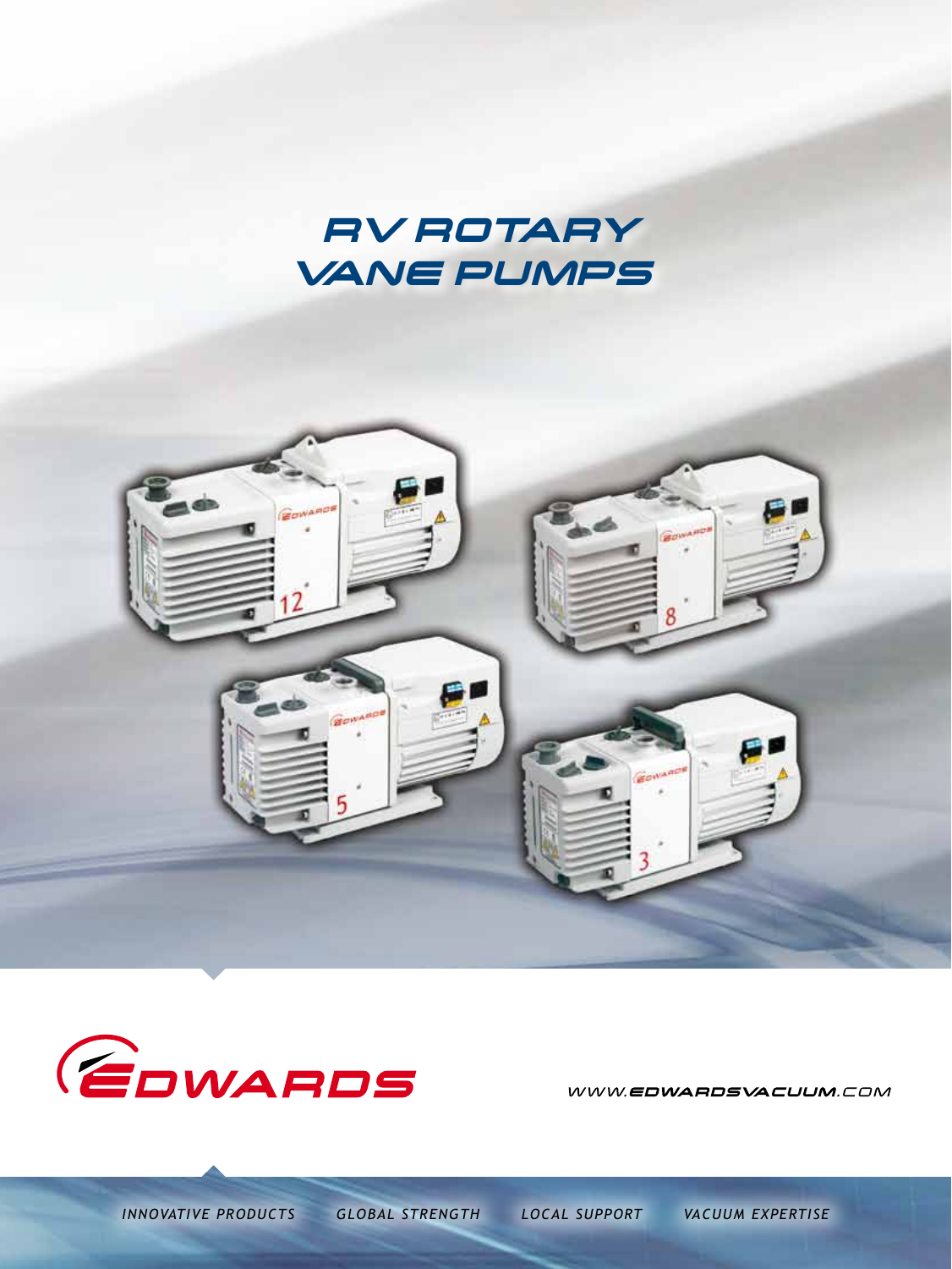# RV ROTARY VANE PUMPS

EDWARDS

WWW.EDWARDSVACUUM.COM

*INNOVATIVE PRODUCTS* *GLOBAL STRENGTH* *LOCAL SUPPORT* *VACUUM EXPERTISE*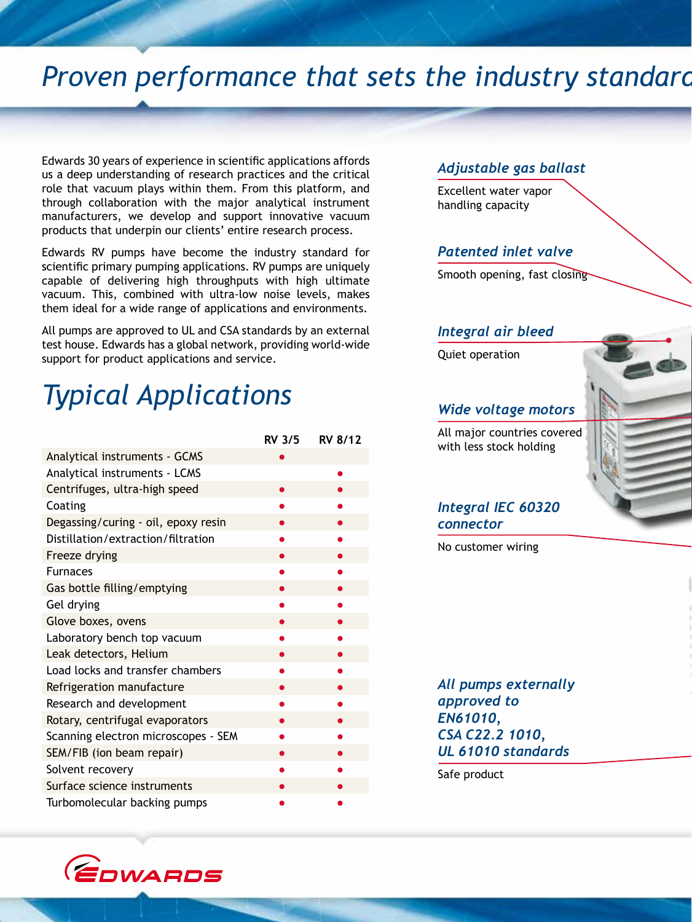# Proven performance that sets the industry standard

Edwards 30 years of experience in scientific applications affords us a deep understanding of research practices and the critical role that vacuum plays within them. From this platform, and through collaboration with the major analytical instrument manufacturers, we develop and support innovative vacuum products that underpin our clients' entire research process.

Edwards RV pumps have become the industry standard for scientific primary pumping applications. RV pumps are uniquely capable of delivering high throughputs with high ultimate vacuum. This, combined with ultra-low noise levels, makes them ideal for a wide range of applications and environments.

All pumps are approved to UL and CSA standards by an external test house. Edwards has a global network, providing world-wide support for product applications and service.

## Typical Applications

| | RV 3/5 | RV 8/12 |
|---|---|---|
| Analytical instruments - GCMS | • | |
| Analytical instruments - LCMS | | • |
| Centrifuges, ultra-high speed | • | • |
| Coating | • | • |
| Degassing/curing - oil, epoxy resin | • | • |
| Distillation/extraction/filtration | • | • |
| Freeze drying | • | • |
| Furnaces | • | • |
| Gas bottle filling/emptying | • | • |
| Gel drying | • | • |
| Glove boxes, ovens | • | • |
| Laboratory bench top vacuum | • | • |
| Leak detectors, Helium | • | • |
| Load locks and transfer chambers | • | • |
| Refrigeration manufacture | • | • |
| Research and development | • | • |
| Rotary, centrifugal evaporators | • | • |
| Scanning electron microscopes - SEM | • | • |
| SEM/FIB (ion beam repair) | • | • |
| Solvent recovery | • | • |
| Surface science instruments | • | • |
| Turbomolecular backing pumps | • | • |

### *Adjustable gas ballast*

Excellent water vapor handling capacity

### *Patented inlet valve*

Smooth opening, fast closing

### *Integral air bleed*

Quiet operation

### *Wide voltage motors*

All major countries covered with less stock holding

### *Integral IEC 60320 connector*

No customer wiring

### *All pumps externally approved to EN61010, CSA C22.2 1010, UL 61010 standards*

Safe product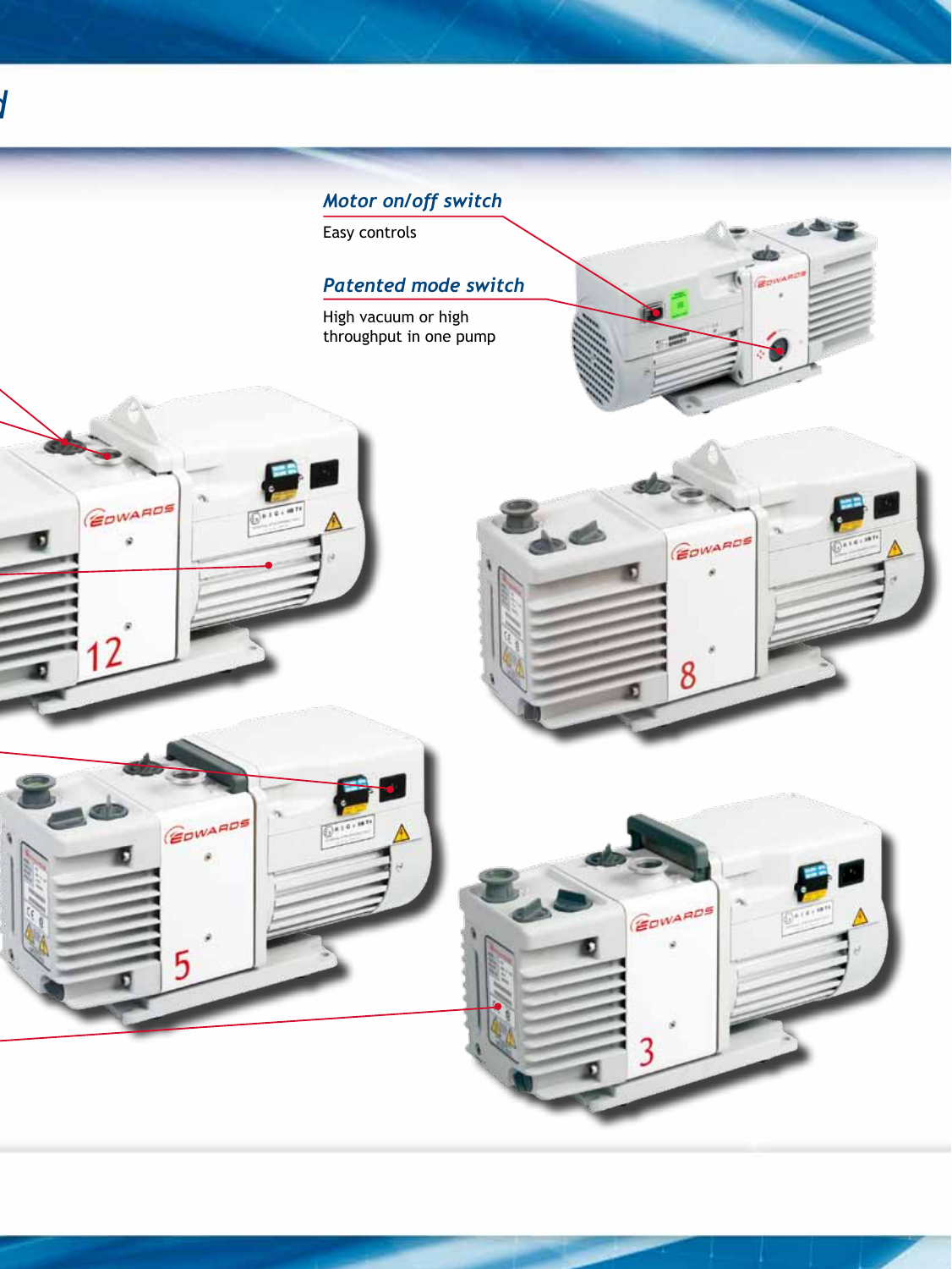### *Motor on/off switch*

Easy controls

### *Patented mode switch*

High vacuum or high throughput in one pump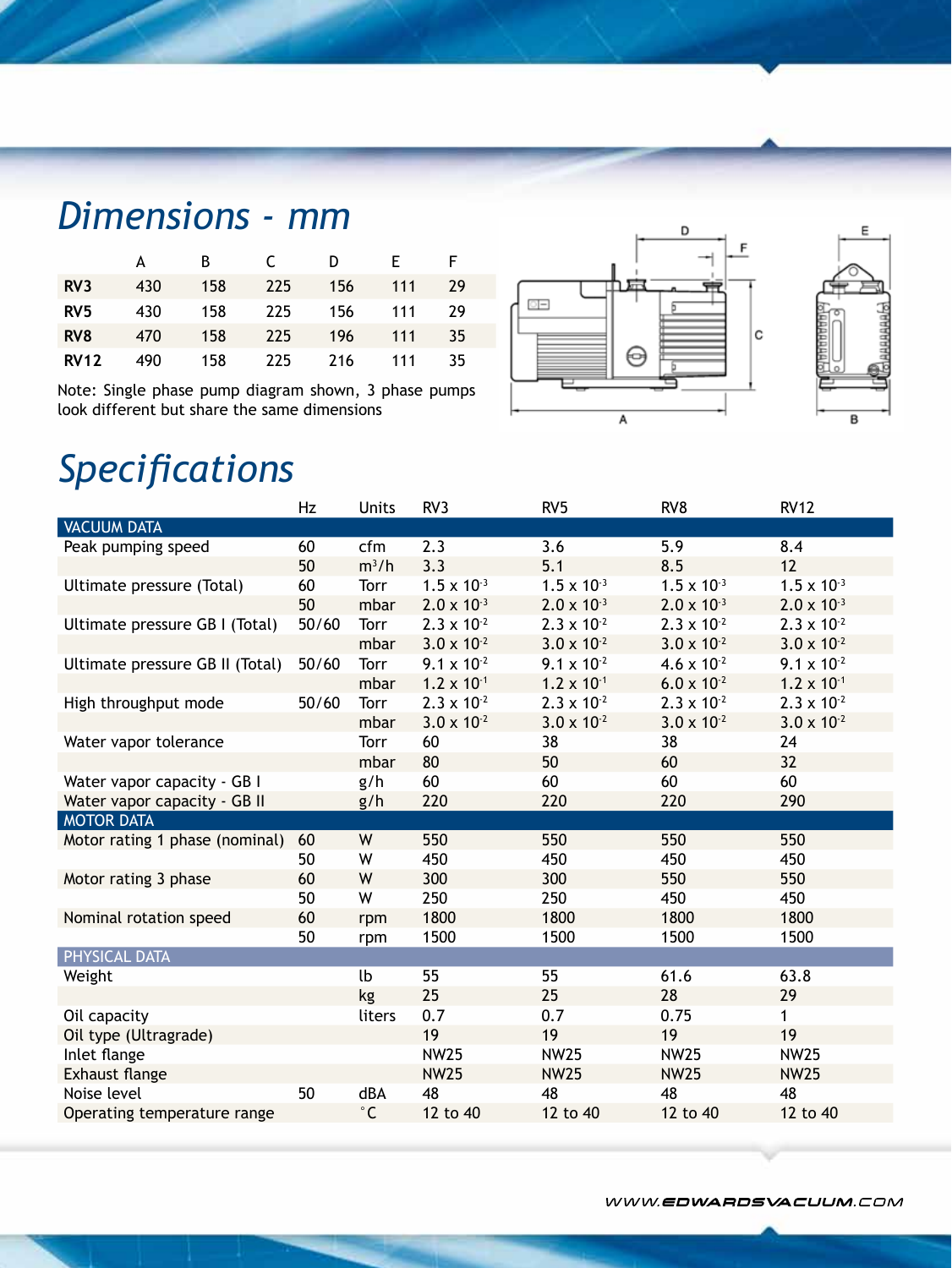# Dimensions - mm

| | A | B | C | D | E | F |
|---|---|---|---|---|---|---|
| **RV3** | 430 | 158 | 225 | 156 | 111 | 29 |
| **RV5** | 430 | 158 | 225 | 156 | 111 | 29 |
| **RV8** | 470 | 158 | 225 | 196 | 111 | 35 |
| **RV12** | 490 | 158 | 225 | 216 | 111 | 35 |

Note: Single phase pump diagram shown, 3 phase pumps look different but share the same dimensions

# Specifications

| | Hz | Units | RV3 | RV5 | RV8 | RV12 |
|---|---|---|---|---|---|---|
| **VACUUM DATA** | | | | | | |
| Peak pumping speed | 60 | cfm | 2.3 | 3.6 | 5.9 | 8.4 |
| | 50 | $m^3/h$ | 3.3 | 5.1 | 8.5 | 12 |
| Ultimate pressure (Total) | 60 | Torr | $1.5 \times 10^{-3}$ | $1.5 \times 10^{-3}$ | $1.5 \times 10^{-3}$ | $1.5 \times 10^{-3}$ |
| | 50 | mbar | $2.0 \times 10^{-3}$ | $2.0 \times 10^{-3}$ | $2.0 \times 10^{-3}$ | $2.0 \times 10^{-3}$ |
| Ultimate pressure GB I (Total) | 50/60 | Torr | $2.3 \times 10^{-2}$ | $2.3 \times 10^{-2}$ | $2.3 \times 10^{-2}$ | $2.3 \times 10^{-2}$ |
| | | mbar | $3.0 \times 10^{-2}$ | $3.0 \times 10^{-2}$ | $3.0 \times 10^{-2}$ | $3.0 \times 10^{-2}$ |
| Ultimate pressure GB II (Total) | 50/60 | Torr | $9.1 \times 10^{-2}$ | $9.1 \times 10^{-2}$ | $4.6 \times 10^{-2}$ | $9.1 \times 10^{-2}$ |
| | | mbar | $1.2 \times 10^{-1}$ | $1.2 \times 10^{-1}$ | $6.0 \times 10^{-2}$ | $1.2 \times 10^{-1}$ |
| High throughput mode | 50/60 | Torr | $2.3 \times 10^{-2}$ | $2.3 \times 10^{-2}$ | $2.3 \times 10^{-2}$ | $2.3 \times 10^{-2}$ |
| | | mbar | $3.0 \times 10^{-2}$ | $3.0 \times 10^{-2}$ | $3.0 \times 10^{-2}$ | $3.0 \times 10^{-2}$ |
| Water vapor tolerance | | Torr | 60 | 38 | 38 | 24 |
| | | mbar | 80 | 50 | 60 | 32 |
| Water vapor capacity - GB I | | g/h | 60 | 60 | 60 | 60 |
| Water vapor capacity - GB II | | g/h | 220 | 220 | 220 | 290 |
| **MOTOR DATA** | | | | | | |
| Motor rating 1 phase (nominal) | 60 | W | 550 | 550 | 550 | 550 |
| | 50 | W | 450 | 450 | 450 | 450 |
| Motor rating 3 phase | 60 | W | 300 | 300 | 550 | 550 |
| | 50 | W | 250 | 250 | 450 | 450 |
| Nominal rotation speed | 60 | rpm | 1800 | 1800 | 1800 | 1800 |
| | 50 | rpm | 1500 | 1500 | 1500 | 1500 |
| **PHYSICAL DATA** | | | | | | |
| Weight | | lb | 55 | 55 | 61.6 | 63.8 |
| | | kg | 25 | 25 | 28 | 29 |
| Oil capacity | | liters | 0.7 | 0.7 | 0.75 | 1 |
| Oil type (Ultragrade) | | | 19 | 19 | 19 | 19 |
| Inlet flange | | | NW25 | NW25 | NW25 | NW25 |
| Exhaust flange | | | NW25 | NW25 | NW25 | NW25 |
| Noise level | 50 | dBA | 48 | 48 | 48 | 48 |
| Operating temperature range | | °C | 12 to 40 | 12 to 40 | 12 to 40 | 12 to 40 |

WWW.EDWARDSVACUUM.COM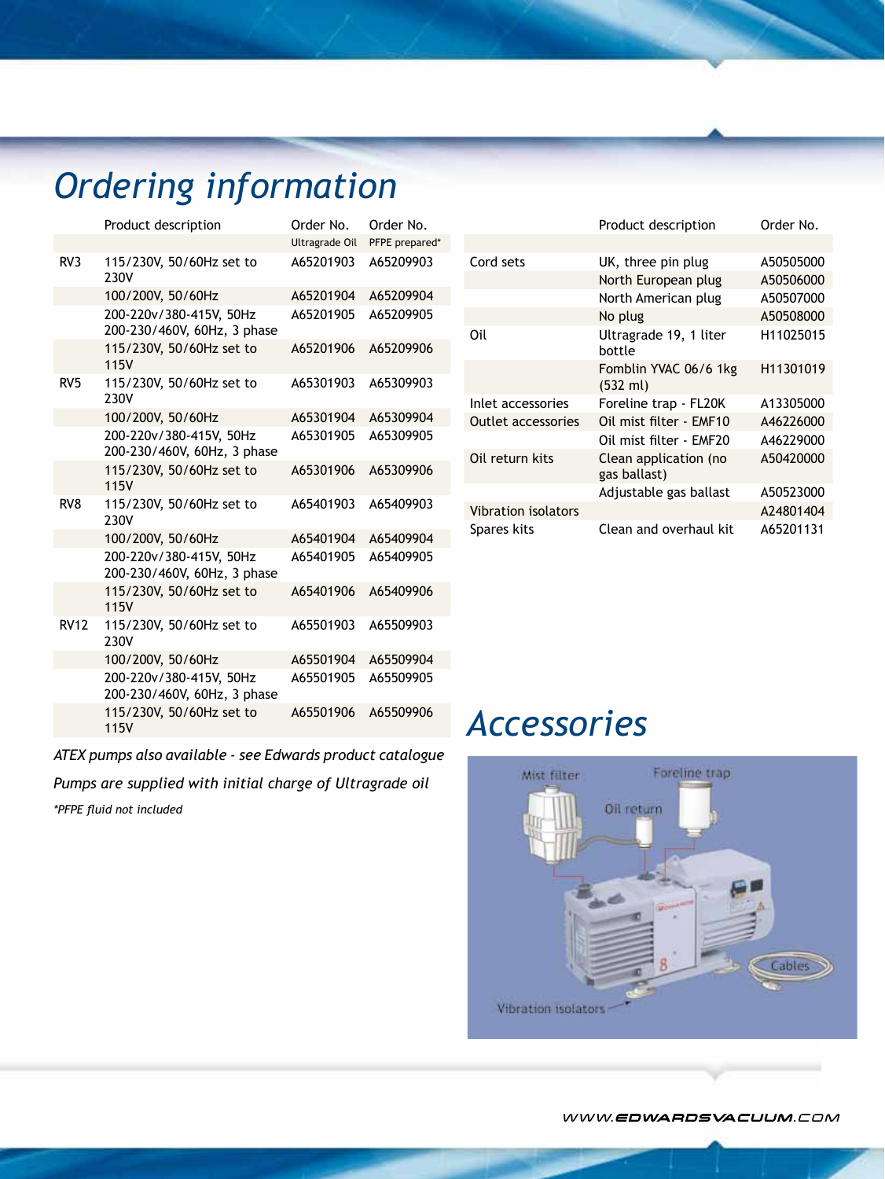# Ordering information

| | Product description | Order No. Ultragrade Oil | Order No. PFPE prepared* |
|---|---|---|---|
| RV3 | 115/230V, 50/60Hz set to 230V | A65201903 | A65209903 |
| | 100/200V, 50/60Hz | A65201904 | A65209904 |
| | 200-220v/380-415V, 50Hz 200-230/460V, 60Hz, 3 phase | A65201905 | A65209905 |
| | 115/230V, 50/60Hz set to 115V | A65201906 | A65209906 |
| RV5 | 115/230V, 50/60Hz set to 230V | A65301903 | A65309903 |
| | 100/200V, 50/60Hz | A65301904 | A65309904 |
| | 200-220v/380-415V, 50Hz 200-230/460V, 60Hz, 3 phase | A65301905 | A65309905 |
| | 115/230V, 50/60Hz set to 115V | A65301906 | A65309906 |
| RV8 | 115/230V, 50/60Hz set to 230V | A65401903 | A65409903 |
| | 100/200V, 50/60Hz | A65401904 | A65409904 |
| | 200-220v/380-415V, 50Hz 200-230/460V, 60Hz, 3 phase | A65401905 | A65409905 |
| | 115/230V, 50/60Hz set to 115V | A65401906 | A65409906 |
| RV12 | 115/230V, 50/60Hz set to 230V | A65501903 | A65509903 |
| | 100/200V, 50/60Hz | A65501904 | A65509904 |
| | 200-220v/380-415V, 50Hz 200-230/460V, 60Hz, 3 phase | A65501905 | A65509905 |
| | 115/230V, 50/60Hz set to 115V | A65501906 | A65509906 |

*ATEX pumps also available - see Edwards product catalogue*

*Pumps are supplied with initial charge of Ultragrade oil*

**PFPE fluid not included*

| | Product description | Order No. |
|---|---|---|
| Cord sets | UK, three pin plug | A50505000 |
| | North European plug | A50506000 |
| | North American plug | A50507000 |
| | No plug | A50508000 |
| Oil | Ultragrade 19, 1 liter bottle | H11025015 |
| | Fomblin YVAC 06/6 1kg (532 ml) | H11301019 |
| Inlet accessories | Foreline trap - FL20K | A13305000 |
| Outlet accessories | Oil mist filter - EMF10 | A46226000 |
| | Oil mist filter - EMF20 | A46229000 |
| Oil return kits | Clean application (no gas ballast) | A50420000 |
| | Adjustable gas ballast | A50523000 |
| Vibration isolators | | A24801404 |
| Spares kits | Clean and overhaul kit | A65201131 |

# Accessories

Mist filter, Foreline trap, Oil return, Cables, Vibration isolators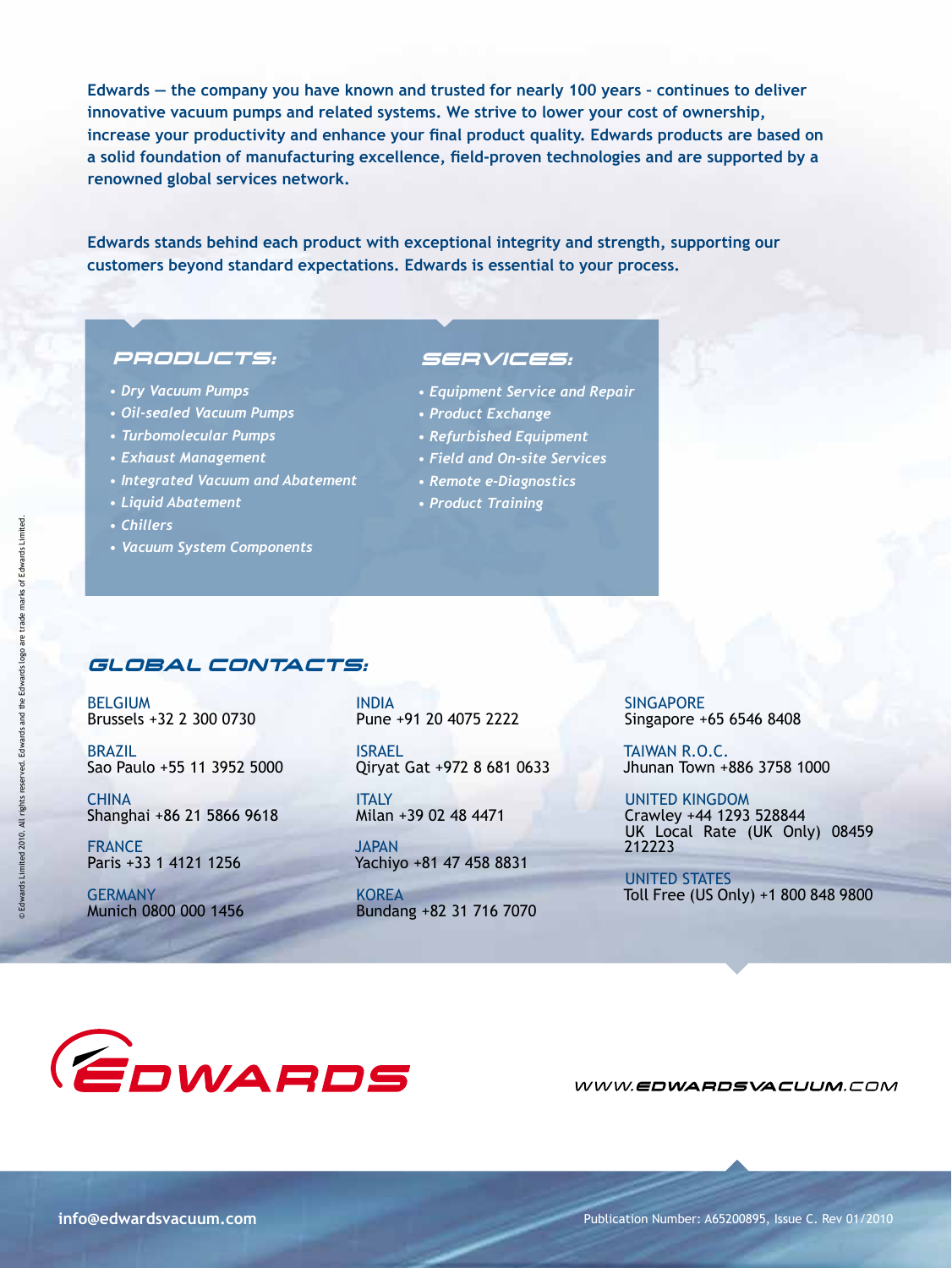**Edwards — the company you have known and trusted for nearly 100 years - continues to deliver innovative vacuum pumps and related systems. We strive to lower your cost of ownership, increase your productivity and enhance your final product quality. Edwards products are based on a solid foundation of manufacturing excellence, field-proven technologies and are supported by a renowned global services network.**

**Edwards stands behind each product with exceptional integrity and strength, supporting our customers beyond standard expectations. Edwards is essential to your process.**

## PRODUCTS:

- *Dry Vacuum Pumps*
- *Oil-sealed Vacuum Pumps*
- *Turbomolecular Pumps*
- *Exhaust Management*
- *Integrated Vacuum and Abatement*
- *Liquid Abatement*
- *Chillers*
- *Vacuum System Components*

## SERVICES:

- *Equipment Service and Repair*
- *Product Exchange*
- *Refurbished Equipment*
- *Field and On-site Services*
- *Remote e-Diagnostics*
- *Product Training*

## GLOBAL CONTACTS:

BELGIUM
Brussels +32 2 300 0730

BRAZIL
Sao Paulo +55 11 3952 5000

CHINA
Shanghai +86 21 5866 9618

FRANCE
Paris +33 1 4121 1256

GERMANY
Munich 0800 000 1456

INDIA
Pune +91 20 4075 2222

ISRAEL
Qiryat Gat +972 8 681 0633

ITALY
Milan +39 02 48 4471

JAPAN
Yachiyo +81 47 458 8831

KOREA
Bundang +82 31 716 7070

SINGAPORE
Singapore +65 6546 8408

TAIWAN R.O.C.
Jhunan Town +886 3758 1000

UNITED KINGDOM
Crawley +44 1293 528844
UK Local Rate (UK Only) 08459 212223

UNITED STATES
Toll Free (US Only) +1 800 848 9800

EDWARDS

WWW.EDWARDSVACUUM.COM

info@edwardsvacuum.com

Publication Number: A65200895, Issue C. Rev 01/2010

© Edwards Limited 2010. All rights reserved. Edwards and the Edwards logo are trade marks of Edwards Limited.